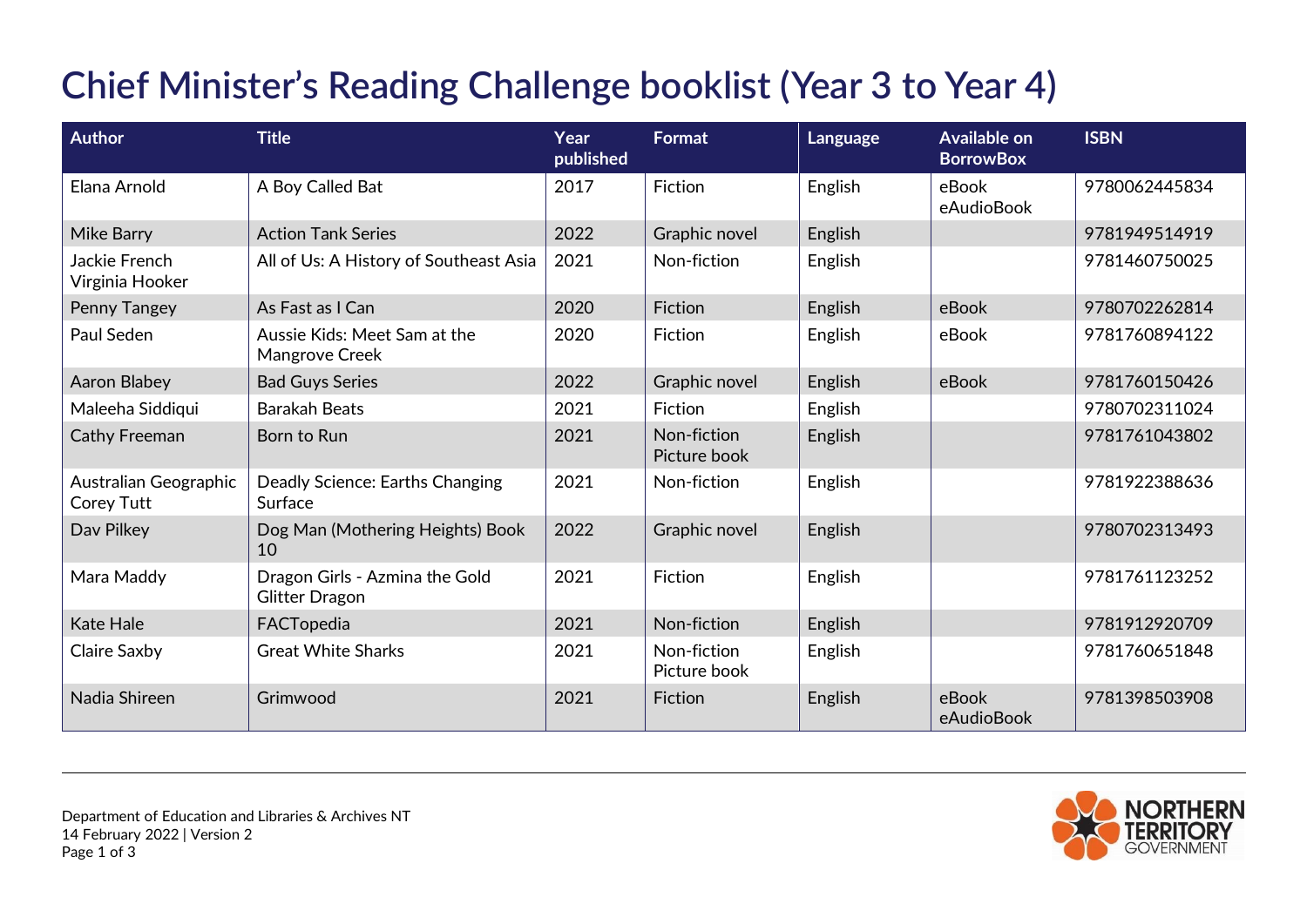# Chief Minister's Reading Challenge booklist (Year 3 to Year 4)

| Author | Title | Year published | Format | Language | Available on BorrowBox | ISBN |
|---|---|---|---|---|---|---|
| Elana Arnold | A Boy Called Bat | 2017 | Fiction | English | eBook eAudioBook | 9780062445834 |
| Mike Barry | Action Tank Series | 2022 | Graphic novel | English | | 9781949514919 |
| Jackie French Virginia Hooker | All of Us: A History of Southeast Asia | 2021 | Non-fiction | English | | 9781460750025 |
| Penny Tangey | As Fast as I Can | 2020 | Fiction | English | eBook | 9780702262814 |
| Paul Seden | Aussie Kids: Meet Sam at the Mangrove Creek | 2020 | Fiction | English | eBook | 9781760894122 |
| Aaron Blabey | Bad Guys Series | 2022 | Graphic novel | English | eBook | 9781760150426 |
| Maleeha Siddiqui | Barakah Beats | 2021 | Fiction | English | | 9780702311024 |
| Cathy Freeman | Born to Run | 2021 | Non-fiction Picture book | English | | 9781761043802 |
| Australian Geographic Corey Tutt | Deadly Science: Earths Changing Surface | 2021 | Non-fiction | English | | 9781922388636 |
| Dav Pilkey | Dog Man (Mothering Heights) Book 10 | 2022 | Graphic novel | English | | 9780702313493 |
| Mara Maddy | Dragon Girls - Azmina the Gold Glitter Dragon | 2021 | Fiction | English | | 9781761123252 |
| Kate Hale | FACTopedia | 2021 | Non-fiction | English | | 9781912920709 |
| Claire Saxby | Great White Sharks | 2021 | Non-fiction Picture book | English | | 9781760651848 |
| Nadia Shireen | Grimwood | 2021 | Fiction | English | eBook eAudioBook | 9781398503908 |

Department of Education and Libraries & Archives NT
14 February 2022 | Version 2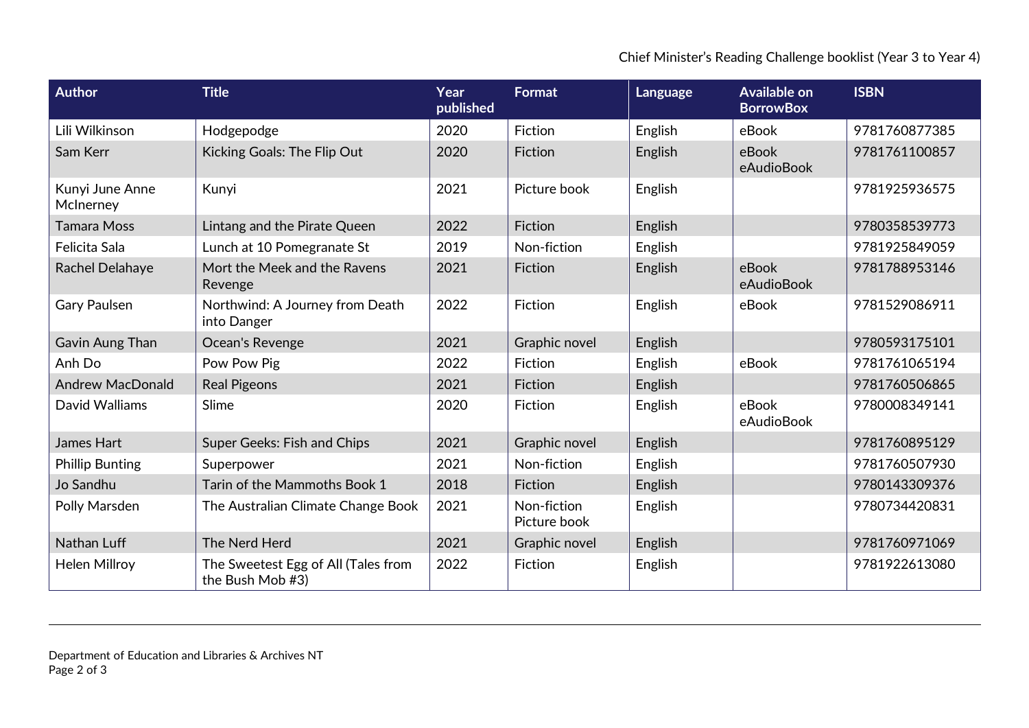| Author | Title | Year published | Format | Language | Available on BorrowBox | ISBN |
|---|---|---|---|---|---|---|
| Lili Wilkinson | Hodgepodge | 2020 | Fiction | English | eBook | 9781760877385 |
| Sam Kerr | Kicking Goals: The Flip Out | 2020 | Fiction | English | eBook eAudioBook | 9781761100857 |
| Kunyi June Anne McInerney | Kunyi | 2021 | Picture book | English | | 9781925936575 |
| Tamara Moss | Lintang and the Pirate Queen | 2022 | Fiction | English | | 9780358539773 |
| Felicita Sala | Lunch at 10 Pomegranate St | 2019 | Non-fiction | English | | 9781925849059 |
| Rachel Delahaye | Mort the Meek and the Ravens Revenge | 2021 | Fiction | English | eBook eAudioBook | 9781788953146 |
| Gary Paulsen | Northwind: A Journey from Death into Danger | 2022 | Fiction | English | eBook | 9781529086911 |
| Gavin Aung Than | Ocean's Revenge | 2021 | Graphic novel | English | | 9780593175101 |
| Anh Do | Pow Pow Pig | 2022 | Fiction | English | eBook | 9781761065194 |
| Andrew MacDonald | Real Pigeons | 2021 | Fiction | English | | 9781760506865 |
| David Walliams | Slime | 2020 | Fiction | English | eBook eAudioBook | 9780008349141 |
| James Hart | Super Geeks: Fish and Chips | 2021 | Graphic novel | English | | 9781760895129 |
| Phillip Bunting | Superpower | 2021 | Non-fiction | English | | 9781760507930 |
| Jo Sandhu | Tarin of the Mammoths Book 1 | 2018 | Fiction | English | | 9780143309376 |
| Polly Marsden | The Australian Climate Change Book | 2021 | Non-fiction Picture book | English | | 9780734420831 |
| Nathan Luff | The Nerd Herd | 2021 | Graphic novel | English | | 9781760971069 |
| Helen Millroy | The Sweetest Egg of All (Tales from the Bush Mob #3) | 2022 | Fiction | English | | 9781922613080 |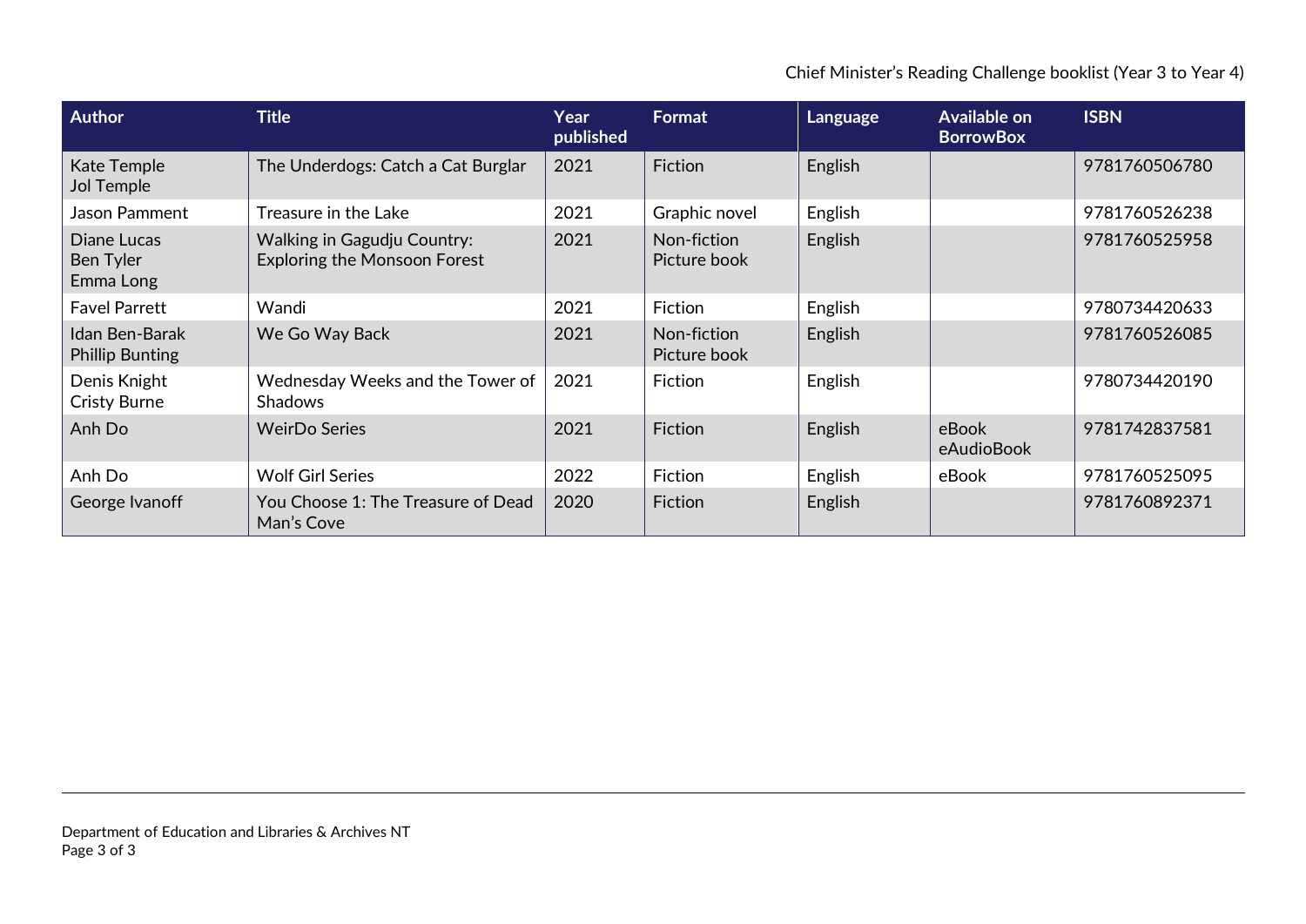| Author | Title | Year published | Format | Language | Available on BorrowBox | ISBN |
|---|---|---|---|---|---|---|
| Kate Temple<br>Jol Temple | The Underdogs: Catch a Cat Burglar | 2021 | Fiction | English | | 9781760506780 |
| Jason Pamment | Treasure in the Lake | 2021 | Graphic novel | English | | 9781760526238 |
| Diane Lucas<br>Ben Tyler<br>Emma Long | Walking in Gagudju Country: Exploring the Monsoon Forest | 2021 | Non-fiction<br>Picture book | English | | 9781760525958 |
| Favel Parrett | Wandi | 2021 | Fiction | English | | 9780734420633 |
| Idan Ben-Barak<br>Phillip Bunting | We Go Way Back | 2021 | Non-fiction<br>Picture book | English | | 9781760526085 |
| Denis Knight<br>Cristy Burne | Wednesday Weeks and the Tower of Shadows | 2021 | Fiction | English | | 9780734420190 |
| Anh Do | WeirDo Series | 2021 | Fiction | English | eBook<br>eAudioBook | 9781742837581 |
| Anh Do | Wolf Girl Series | 2022 | Fiction | English | eBook | 9781760525095 |
| George Ivanoff | You Choose 1: The Treasure of Dead Man's Cove | 2020 | Fiction | English | | 9781760892371 |